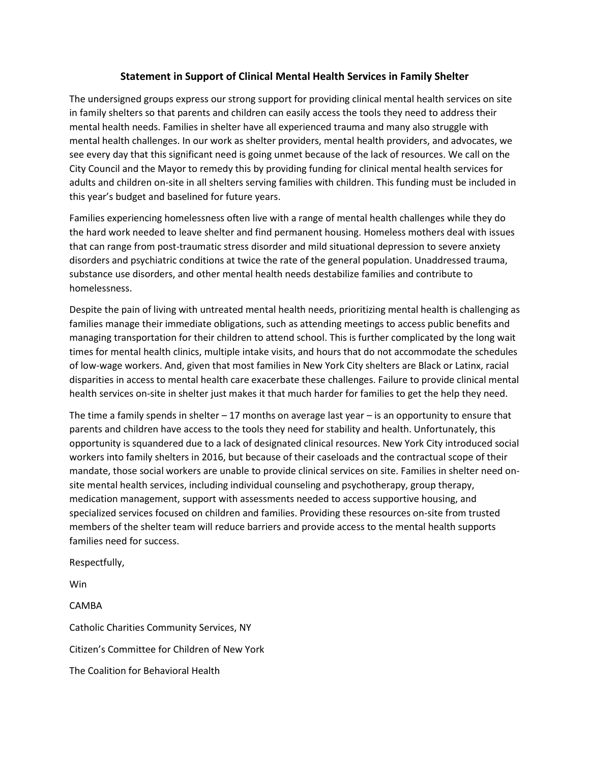# Statement in Support of Clinical Mental Health Services in Family Shelter

The undersigned groups express our strong support for providing clinical mental health services on site in family shelters so that parents and children can easily access the tools they need to address their mental health needs. Families in shelter have all experienced trauma and many also struggle with mental health challenges. In our work as shelter providers, mental health providers, and advocates, we see every day that this significant need is going unmet because of the lack of resources. We call on the City Council and the Mayor to remedy this by providing funding for clinical mental health services for adults and children on-site in all shelters serving families with children. This funding must be included in this year's budget and baselined for future years.

Families experiencing homelessness often live with a range of mental health challenges while they do the hard work needed to leave shelter and find permanent housing. Homeless mothers deal with issues that can range from post-traumatic stress disorder and mild situational depression to severe anxiety disorders and psychiatric conditions at twice the rate of the general population. Unaddressed trauma, substance use disorders, and other mental health needs destabilize families and contribute to homelessness.

Despite the pain of living with untreated mental health needs, prioritizing mental health is challenging as families manage their immediate obligations, such as attending meetings to access public benefits and managing transportation for their children to attend school. This is further complicated by the long wait times for mental health clinics, multiple intake visits, and hours that do not accommodate the schedules of low-wage workers. And, given that most families in New York City shelters are Black or Latinx, racial disparities in access to mental health care exacerbate these challenges. Failure to provide clinical mental health services on-site in shelter just makes it that much harder for families to get the help they need.

The time a family spends in shelter – 17 months on average last year – is an opportunity to ensure that parents and children have access to the tools they need for stability and health. Unfortunately, this opportunity is squandered due to a lack of designated clinical resources. New York City introduced social workers into family shelters in 2016, but because of their caseloads and the contractual scope of their mandate, those social workers are unable to provide clinical services on site. Families in shelter need on-site mental health services, including individual counseling and psychotherapy, group therapy, medication management, support with assessments needed to access supportive housing, and specialized services focused on children and families. Providing these resources on-site from trusted members of the shelter team will reduce barriers and provide access to the mental health supports families need for success.

Respectfully,

Win

CAMBA

Catholic Charities Community Services, NY

Citizen's Committee for Children of New York

The Coalition for Behavioral Health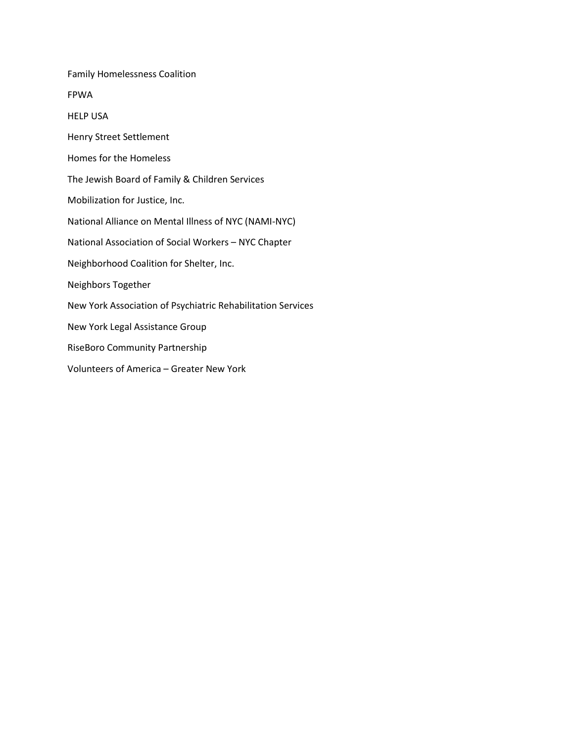Family Homelessness Coalition

FPWA

HELP USA

Henry Street Settlement

Homes for the Homeless

The Jewish Board of Family & Children Services

Mobilization for Justice, Inc.

National Alliance on Mental Illness of NYC (NAMI-NYC)

National Association of Social Workers – NYC Chapter

Neighborhood Coalition for Shelter, Inc.

Neighbors Together

New York Association of Psychiatric Rehabilitation Services

New York Legal Assistance Group

RiseBoro Community Partnership

Volunteers of America – Greater New York